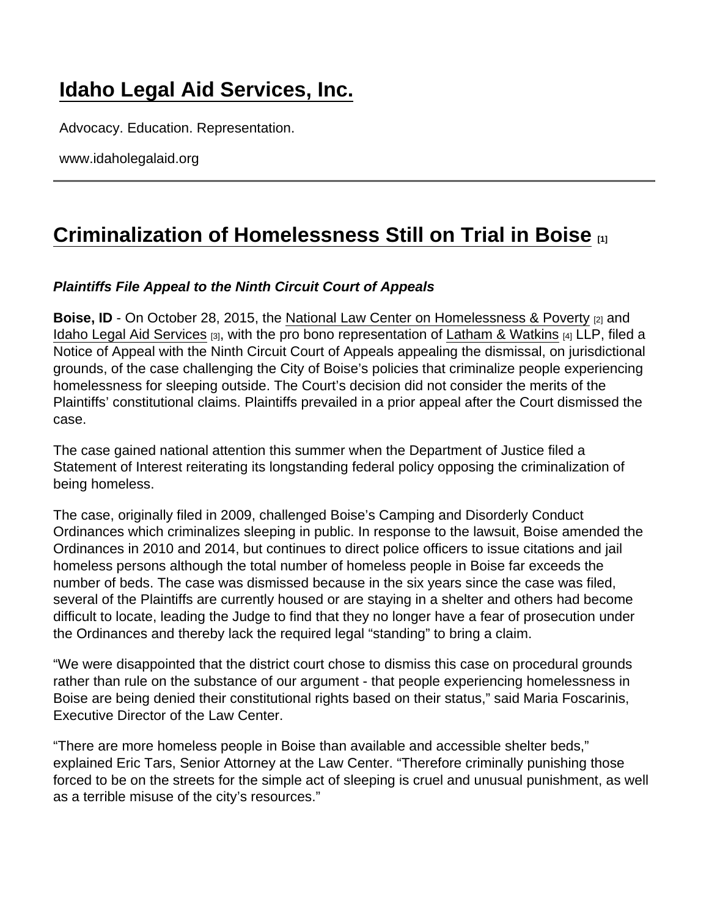# Idaho Legal Aid Services, Inc.

Advocacy. Education. Representation.

www.idaholegalaid.org

## Criminalization of Homelessness Still on Trial in Boise [1]

***Plaintiffs File Appeal to the Ninth Circuit Court of Appeals***

**Boise, ID** - On October 28, 2015, the National Law Center on Homelessness & Poverty [2] and Idaho Legal Aid Services [3], with the pro bono representation of Latham & Watkins [4] LLP, filed a Notice of Appeal with the Ninth Circuit Court of Appeals appealing the dismissal, on jurisdictional grounds, of the case challenging the City of Boise's policies that criminalize people experiencing homelessness for sleeping outside. The Court's decision did not consider the merits of the Plaintiffs' constitutional claims. Plaintiffs prevailed in a prior appeal after the Court dismissed the case.

The case gained national attention this summer when the Department of Justice filed a Statement of Interest reiterating its longstanding federal policy opposing the criminalization of being homeless.

The case, originally filed in 2009, challenged Boise's Camping and Disorderly Conduct Ordinances which criminalizes sleeping in public. In response to the lawsuit, Boise amended the Ordinances in 2010 and 2014, but continues to direct police officers to issue citations and jail homeless persons although the total number of homeless people in Boise far exceeds the number of beds. The case was dismissed because in the six years since the case was filed, several of the Plaintiffs are currently housed or are staying in a shelter and others had become difficult to locate, leading the Judge to find that they no longer have a fear of prosecution under the Ordinances and thereby lack the required legal "standing" to bring a claim.

"We were disappointed that the district court chose to dismiss this case on procedural grounds rather than rule on the substance of our argument - that people experiencing homelessness in Boise are being denied their constitutional rights based on their status," said Maria Foscarinis, Executive Director of the Law Center.

"There are more homeless people in Boise than available and accessible shelter beds," explained Eric Tars, Senior Attorney at the Law Center. "Therefore criminally punishing those forced to be on the streets for the simple act of sleeping is cruel and unusual punishment, as well as a terrible misuse of the city's resources."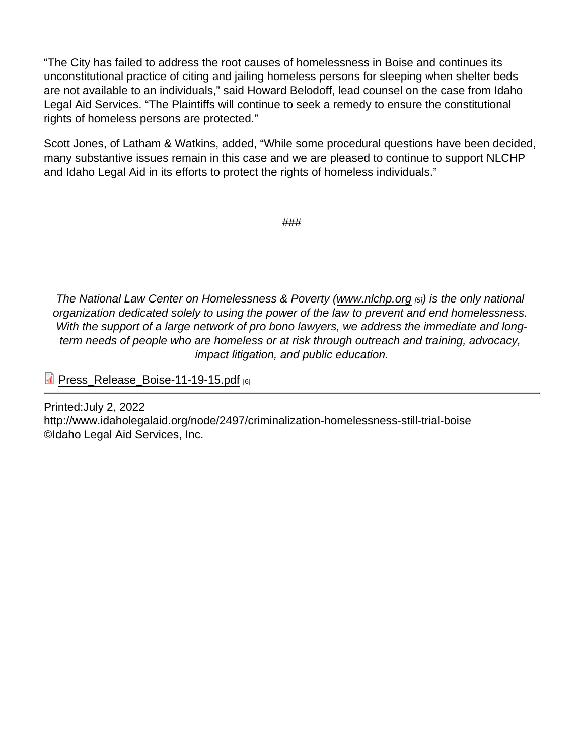"The City has failed to address the root causes of homelessness in Boise and continues its unconstitutional practice of citing and jailing homeless persons for sleeping when shelter beds are not available to an individuals," said Howard Belodoff, lead counsel on the case from Idaho Legal Aid Services. "The Plaintiffs will continue to seek a remedy to ensure the constitutional rights of homeless persons are protected."

Scott Jones, of Latham & Watkins, added, "While some procedural questions have been decided, many substantive issues remain in this case and we are pleased to continue to support NLCHP and Idaho Legal Aid in its efforts to protect the rights of homeless individuals."

###

*The National Law Center on Homelessness & Poverty (www.nlchp.org [5]) is the only national organization dedicated solely to using the power of the law to prevent and end homelessness. With the support of a large network of pro bono lawyers, we address the immediate and long-term needs of people who are homeless or at risk through outreach and training, advocacy, impact litigation, and public education.*

Press_Release_Boise-11-19-15.pdf [6]

---

Printed:July 2, 2022
http://www.idaholegalaid.org/node/2497/criminalization-homelessness-still-trial-boise
©Idaho Legal Aid Services, Inc.